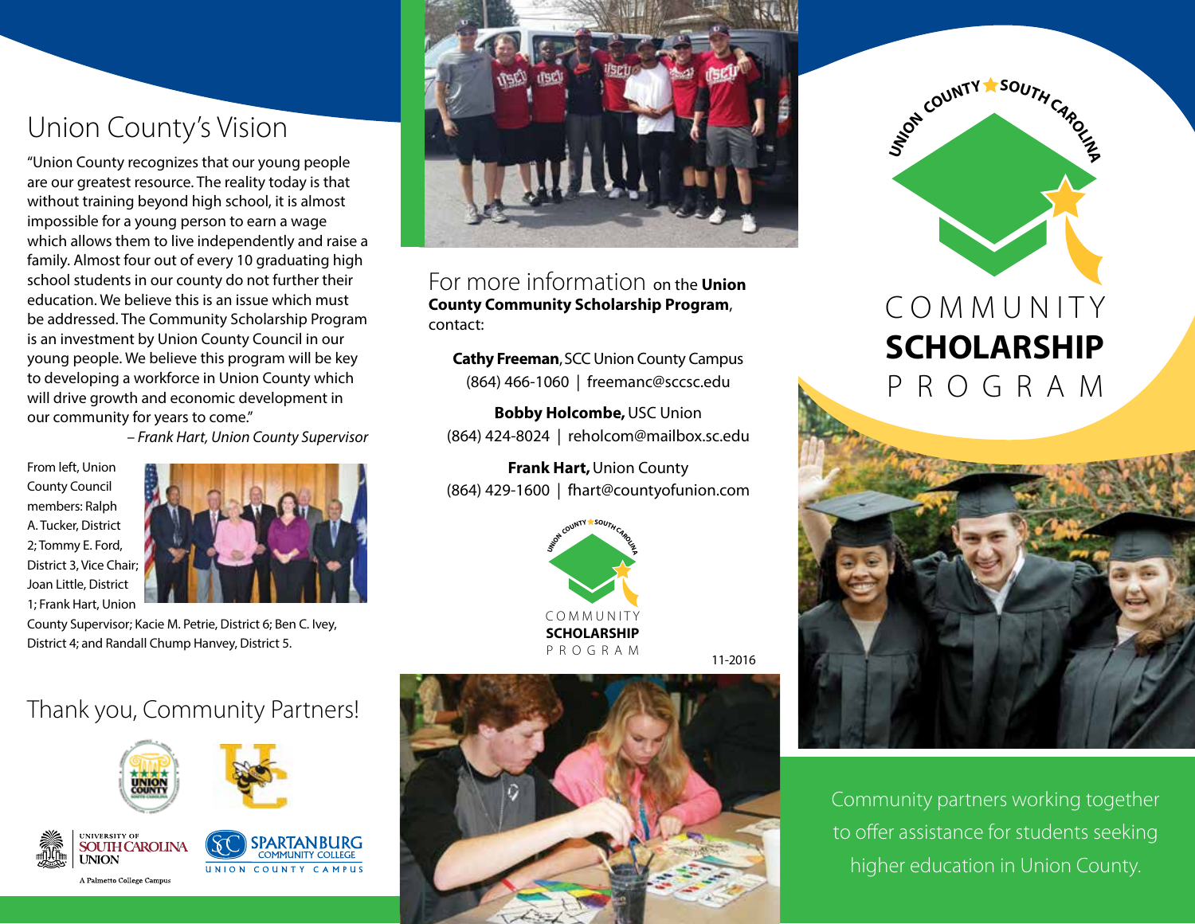## Union County's Vision

"Union County recognizes that our young people are our greatest resource. The reality today is that without training beyond high school, it is almost impossible for a young person to earn a wage which allows them to live independently and raise a family. Almost four out of every 10 graduating high school students in our county do not further their education. We believe this is an issue which must be addressed. The Community Scholarship Program is an investment by Union County Council in our young people. We believe this program will be key to developing a workforce in Union County which will drive growth and economic development in our community for years to come."

*– Frank Hart, Union County Supervisor*

From left, Union County Council members: Ralph A. Tucker, District 2; Tommy E. Ford, District 3, Vice Chair; Joan Little, District 1; Frank Hart, Union County Supervisor; Kacie M. Petrie, District 6; Ben C. Ivey, District 4; and Randall Chump Hanvey, District 5.

## Thank you, Community Partners!

UNIVERSITY OF SOUTH CAROLINA UNION

A Palmetto College Campus

SPARTANBURG COMMUNITY COLLEGE

UNION COUNTY CAMPUS

## For more information on the **Union County Community Scholarship Program**, contact:

**Cathy Freeman**, SCC Union County Campus
(864) 466-1060 | freemanc@sccsc.edu

**Bobby Holcombe,** USC Union
(864) 424-8024 | reholcom@mailbox.sc.edu

**Frank Hart,** Union County
(864) 429-1600 | fhart@countyofunion.com

UNION COUNTY ★ SOUTH CAROLINA

COMMUNITY **SCHOLARSHIP** PROGRAM

11-2016

UNION COUNTY ★ SOUTH CAROLINA

# COMMUNITY **SCHOLARSHIP** PROGRAM

Community partners working together to offer assistance for students seeking higher education in Union County.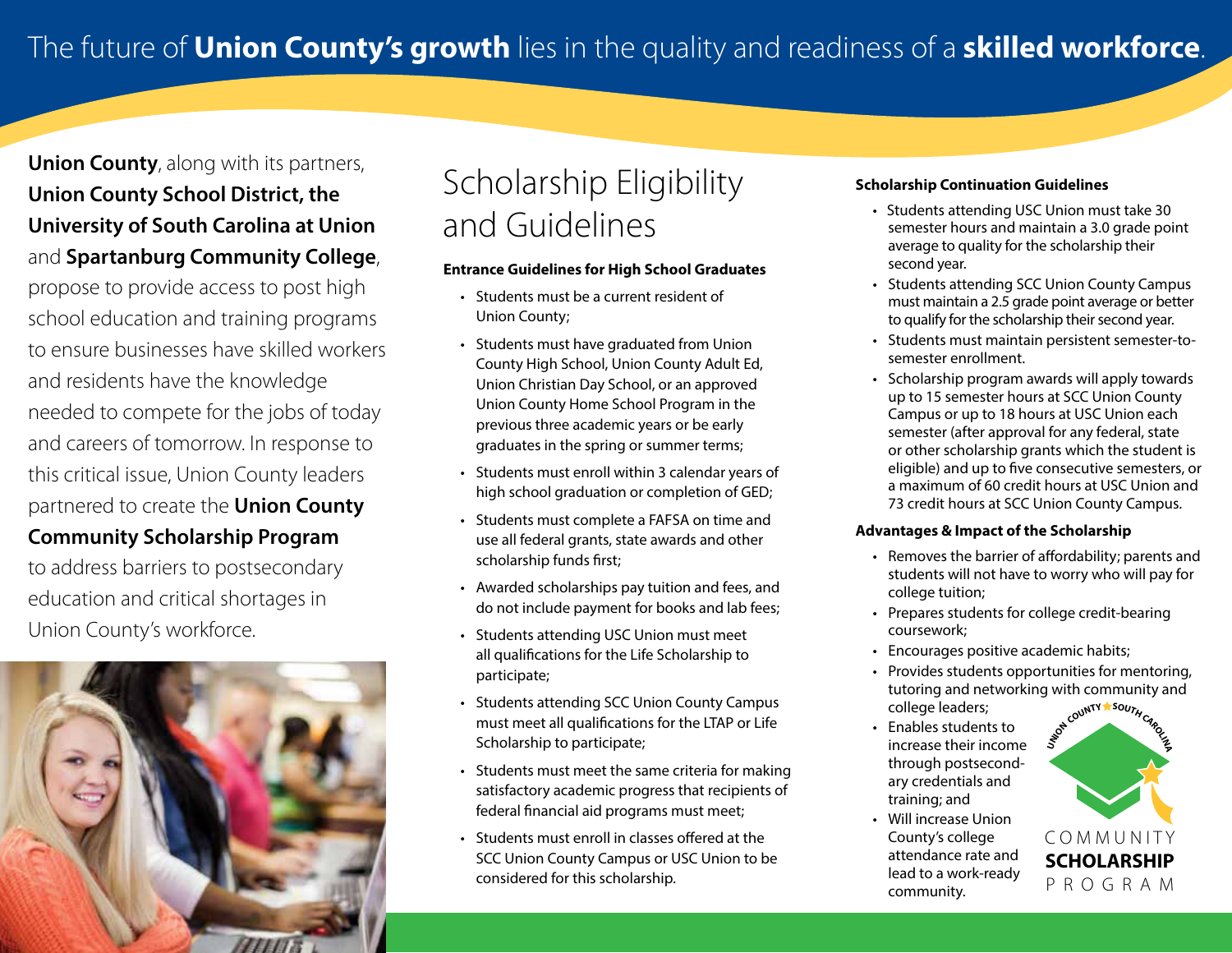The future of **Union County's growth** lies in the quality and readiness of a **skilled workforce**.

**Union County**, along with its partners, **Union County School District, the University of South Carolina at Union** and **Spartanburg Community College**, propose to provide access to post high school education and training programs to ensure businesses have skilled workers and residents have the knowledge needed to compete for the jobs of today and careers of tomorrow. In response to this critical issue, Union County leaders partnered to create the **Union County Community Scholarship Program** to address barriers to postsecondary education and critical shortages in Union County's workforce.

# Scholarship Eligibility and Guidelines

**Entrance Guidelines for High School Graduates**

- Students must be a current resident of Union County;
- Students must have graduated from Union County High School, Union County Adult Ed, Union Christian Day School, or an approved Union County Home School Program in the previous three academic years or be early graduates in the spring or summer terms;
- Students must enroll within 3 calendar years of high school graduation or completion of GED;
- Students must complete a FAFSA on time and use all federal grants, state awards and other scholarship funds first;
- Awarded scholarships pay tuition and fees, and do not include payment for books and lab fees;
- Students attending USC Union must meet all qualifications for the Life Scholarship to participate;
- Students attending SCC Union County Campus must meet all qualifications for the LTAP or Life Scholarship to participate;
- Students must meet the same criteria for making satisfactory academic progress that recipients of federal financial aid programs must meet;
- Students must enroll in classes offered at the SCC Union County Campus or USC Union to be considered for this scholarship.

**Scholarship Continuation Guidelines**

- Students attending USC Union must take 30 semester hours and maintain a 3.0 grade point average to quality for the scholarship their second year.
- Students attending SCC Union County Campus must maintain a 2.5 grade point average or better to qualify for the scholarship their second year.
- Students must maintain persistent semester-to-semester enrollment.
- Scholarship program awards will apply towards up to 15 semester hours at SCC Union County Campus or up to 18 hours at USC Union each semester (after approval for any federal, state or other scholarship grants which the student is eligible) and up to five consecutive semesters, or a maximum of 60 credit hours at USC Union and 73 credit hours at SCC Union County Campus.

**Advantages & Impact of the Scholarship**

- Removes the barrier of affordability; parents and students will not have to worry who will pay for college tuition;
- Prepares students for college credit-bearing coursework;
- Encourages positive academic habits;
- Provides students opportunities for mentoring, tutoring and networking with community and college leaders;
- Enables students to increase their income through postsecondary credentials and training; and
- Will increase Union County's college attendance rate and lead to a work-ready community.

UNION COUNTY SOUTH CAROLINA
COMMUNITY
**SCHOLARSHIP**
PROGRAM